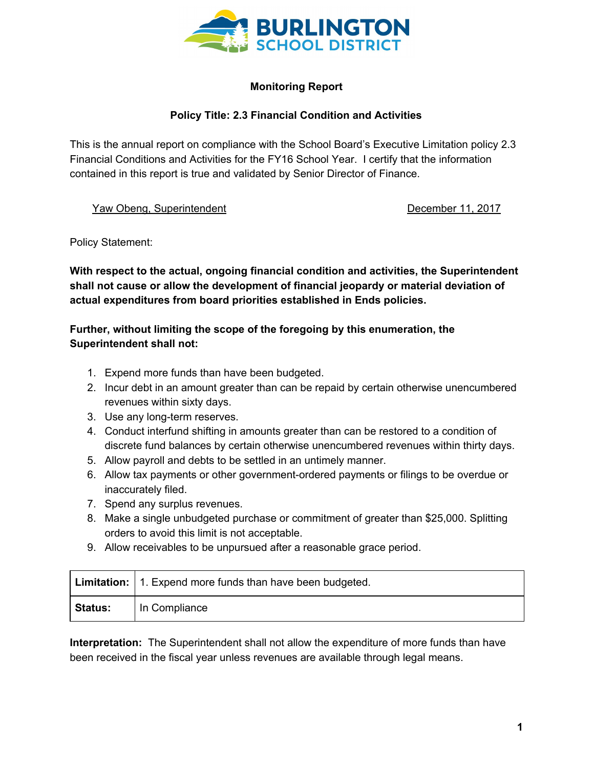BURLINGTON SCHOOL DISTRICT

**Monitoring Report**

**Policy Title: 2.3 Financial Condition and Activities**

This is the annual report on compliance with the School Board's Executive Limitation policy 2.3 Financial Conditions and Activities for the FY16 School Year. I certify that the information contained in this report is true and validated by Senior Director of Finance.

Yaw Obeng, Superintendent — December 11, 2017

Policy Statement:

**With respect to the actual, ongoing financial condition and activities, the Superintendent shall not cause or allow the development of financial jeopardy or material deviation of actual expenditures from board priorities established in Ends policies.**

**Further, without limiting the scope of the foregoing by this enumeration, the Superintendent shall not:**

1. Expend more funds than have been budgeted.
2. Incur debt in an amount greater than can be repaid by certain otherwise unencumbered revenues within sixty days.
3. Use any long-term reserves.
4. Conduct interfund shifting in amounts greater than can be restored to a condition of discrete fund balances by certain otherwise unencumbered revenues within thirty days.
5. Allow payroll and debts to be settled in an untimely manner.
6. Allow tax payments or other government-ordered payments or filings to be overdue or inaccurately filed.
7. Spend any surplus revenues.
8. Make a single unbudgeted purchase or commitment of greater than $25,000. Splitting orders to avoid this limit is not acceptable.
9. Allow receivables to be unpursued after a reasonable grace period.

| **Limitation:** | 1. Expend more funds than have been budgeted. |
|---|---|
| **Status:** | In Compliance |

**Interpretation:** The Superintendent shall not allow the expenditure of more funds than have been received in the fiscal year unless revenues are available through legal means.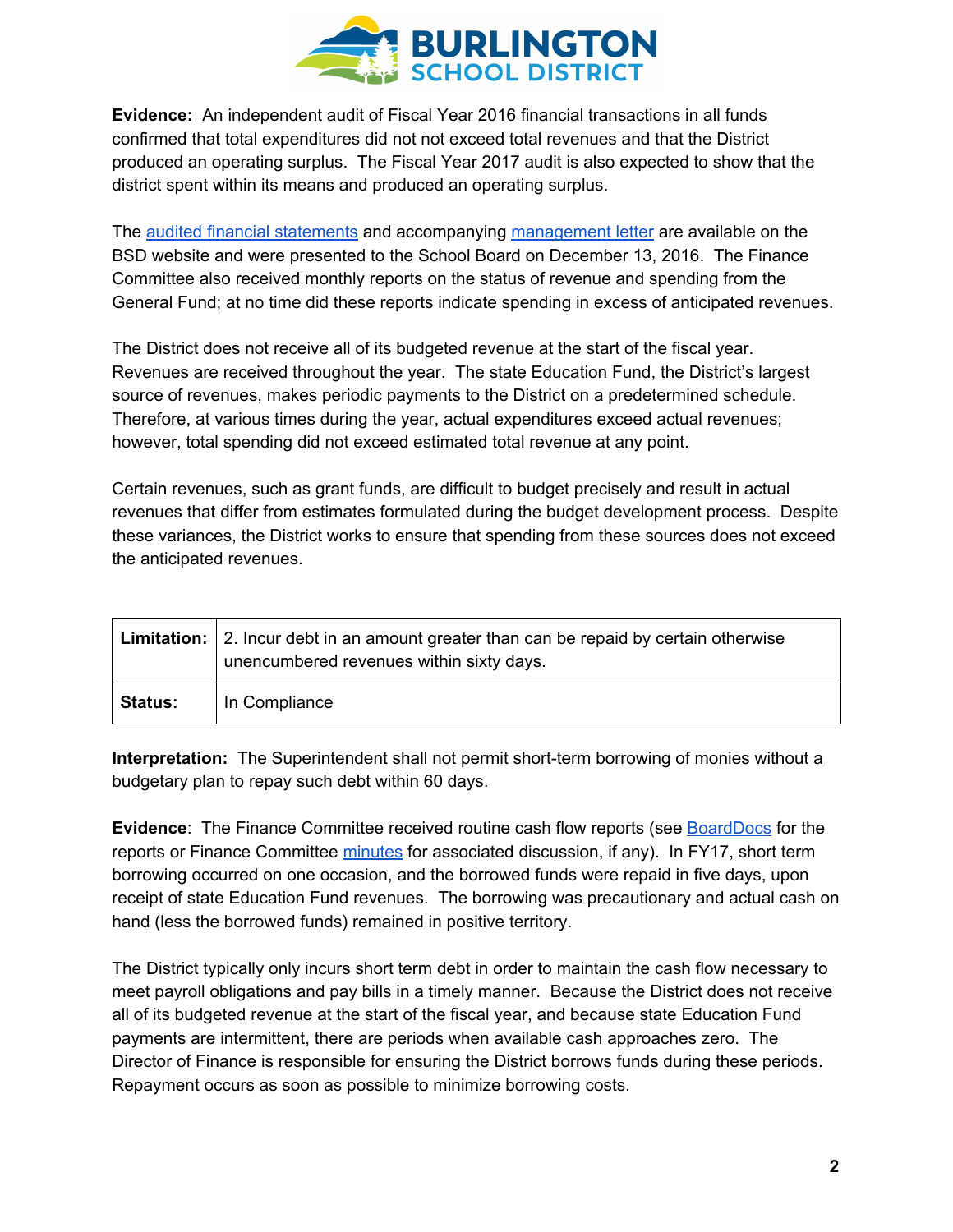**Evidence:** An independent audit of Fiscal Year 2016 financial transactions in all funds confirmed that total expenditures did not not exceed total revenues and that the District produced an operating surplus. The Fiscal Year 2017 audit is also expected to show that the district spent within its means and produced an operating surplus.

The audited financial statements and accompanying management letter are available on the BSD website and were presented to the School Board on December 13, 2016. The Finance Committee also received monthly reports on the status of revenue and spending from the General Fund; at no time did these reports indicate spending in excess of anticipated revenues.

The District does not receive all of its budgeted revenue at the start of the fiscal year. Revenues are received throughout the year. The state Education Fund, the District's largest source of revenues, makes periodic payments to the District on a predetermined schedule. Therefore, at various times during the year, actual expenditures exceed actual revenues; however, total spending did not exceed estimated total revenue at any point.

Certain revenues, such as grant funds, are difficult to budget precisely and result in actual revenues that differ from estimates formulated during the budget development process. Despite these variances, the District works to ensure that spending from these sources does not exceed the anticipated revenues.

| **Limitation:** | 2. Incur debt in an amount greater than can be repaid by certain otherwise unencumbered revenues within sixty days. |
|---|---|
| **Status:** | In Compliance |

**Interpretation:** The Superintendent shall not permit short-term borrowing of monies without a budgetary plan to repay such debt within 60 days.

**Evidence**: The Finance Committee received routine cash flow reports (see BoardDocs for the reports or Finance Committee minutes for associated discussion, if any). In FY17, short term borrowing occurred on one occasion, and the borrowed funds were repaid in five days, upon receipt of state Education Fund revenues. The borrowing was precautionary and actual cash on hand (less the borrowed funds) remained in positive territory.

The District typically only incurs short term debt in order to maintain the cash flow necessary to meet payroll obligations and pay bills in a timely manner. Because the District does not receive all of its budgeted revenue at the start of the fiscal year, and because state Education Fund payments are intermittent, there are periods when available cash approaches zero. The Director of Finance is responsible for ensuring the District borrows funds during these periods. Repayment occurs as soon as possible to minimize borrowing costs.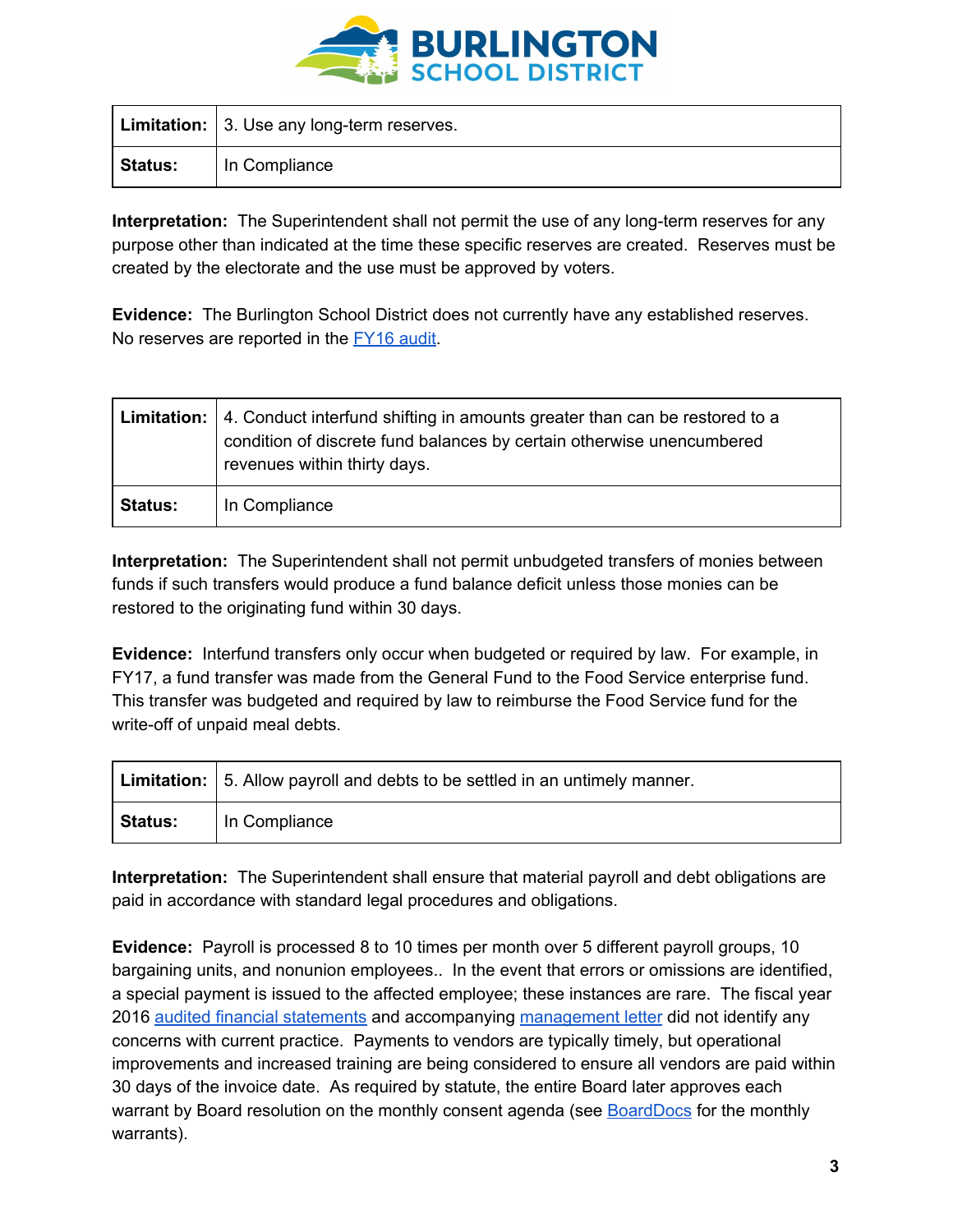| **Limitation:** | 3. Use any long-term reserves. |
|---|---|
| **Status:** | In Compliance |

**Interpretation:** The Superintendent shall not permit the use of any long-term reserves for any purpose other than indicated at the time these specific reserves are created. Reserves must be created by the electorate and the use must be approved by voters.

**Evidence:** The Burlington School District does not currently have any established reserves. No reserves are reported in the [FY16 audit](FY16 audit).

| **Limitation:** | 4. Conduct interfund shifting in amounts greater than can be restored to a condition of discrete fund balances by certain otherwise unencumbered revenues within thirty days. |
|---|---|
| **Status:** | In Compliance |

**Interpretation:** The Superintendent shall not permit unbudgeted transfers of monies between funds if such transfers would produce a fund balance deficit unless those monies can be restored to the originating fund within 30 days.

**Evidence:** Interfund transfers only occur when budgeted or required by law. For example, in FY17, a fund transfer was made from the General Fund to the Food Service enterprise fund. This transfer was budgeted and required by law to reimburse the Food Service fund for the write-off of unpaid meal debts.

| **Limitation:** | 5. Allow payroll and debts to be settled in an untimely manner. |
|---|---|
| **Status:** | In Compliance |

**Interpretation:** The Superintendent shall ensure that material payroll and debt obligations are paid in accordance with standard legal procedures and obligations.

**Evidence:** Payroll is processed 8 to 10 times per month over 5 different payroll groups, 10 bargaining units, and nonunion employees.. In the event that errors or omissions are identified, a special payment is issued to the affected employee; these instances are rare. The fiscal year 2016 audited financial statements and accompanying management letter did not identify any concerns with current practice. Payments to vendors are typically timely, but operational improvements and increased training are being considered to ensure all vendors are paid within 30 days of the invoice date. As required by statute, the entire Board later approves each warrant by Board resolution on the monthly consent agenda (see BoardDocs for the monthly warrants).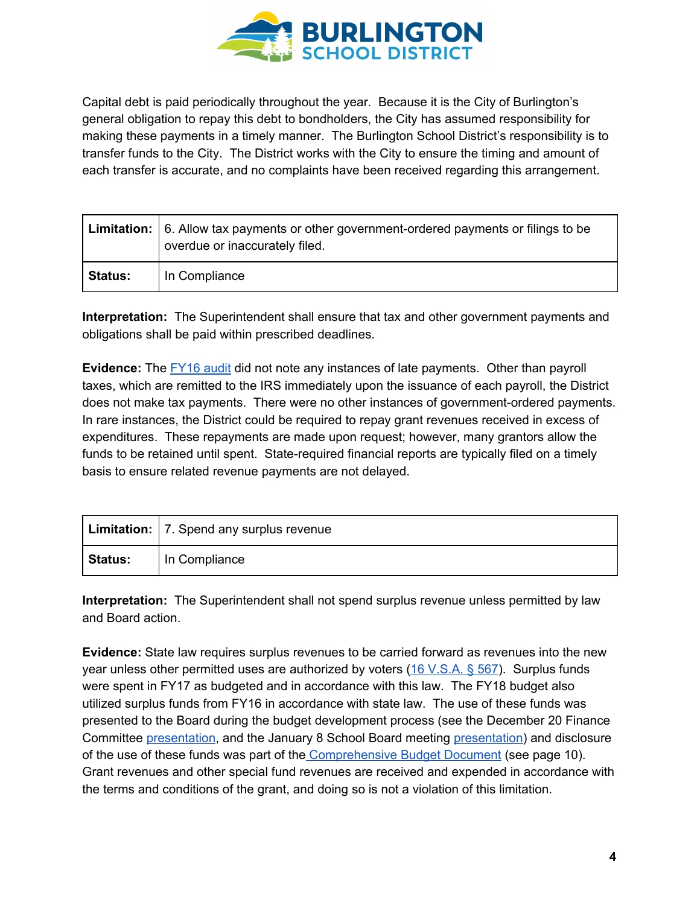Capital debt is paid periodically throughout the year. Because it is the City of Burlington's general obligation to repay this debt to bondholders, the City has assumed responsibility for making these payments in a timely manner. The Burlington School District's responsibility is to transfer funds to the City. The District works with the City to ensure the timing and amount of each transfer is accurate, and no complaints have been received regarding this arrangement.

| **Limitation:** | 6. Allow tax payments or other government-ordered payments or filings to be overdue or inaccurately filed. |
|---|---|
| **Status:** | In Compliance |

**Interpretation:** The Superintendent shall ensure that tax and other government payments and obligations shall be paid within prescribed deadlines.

**Evidence:** The FY16 audit did not note any instances of late payments. Other than payroll taxes, which are remitted to the IRS immediately upon the issuance of each payroll, the District does not make tax payments. There were no other instances of government-ordered payments. In rare instances, the District could be required to repay grant revenues received in excess of expenditures. These repayments are made upon request; however, many grantors allow the funds to be retained until spent. State-required financial reports are typically filed on a timely basis to ensure related revenue payments are not delayed.

| **Limitation:** | 7. Spend any surplus revenue |
|---|---|
| **Status:** | In Compliance |

**Interpretation:** The Superintendent shall not spend surplus revenue unless permitted by law and Board action.

**Evidence:** State law requires surplus revenues to be carried forward as revenues into the new year unless other permitted uses are authorized by voters (16 V.S.A. § 567). Surplus funds were spent in FY17 as budgeted and in accordance with this law. The FY18 budget also utilized surplus funds from FY16 in accordance with state law. The use of these funds was presented to the Board during the budget development process (see the December 20 Finance Committee presentation, and the January 8 School Board meeting presentation) and disclosure of the use of these funds was part of the Comprehensive Budget Document (see page 10). Grant revenues and other special fund revenues are received and expended in accordance with the terms and conditions of the grant, and doing so is not a violation of this limitation.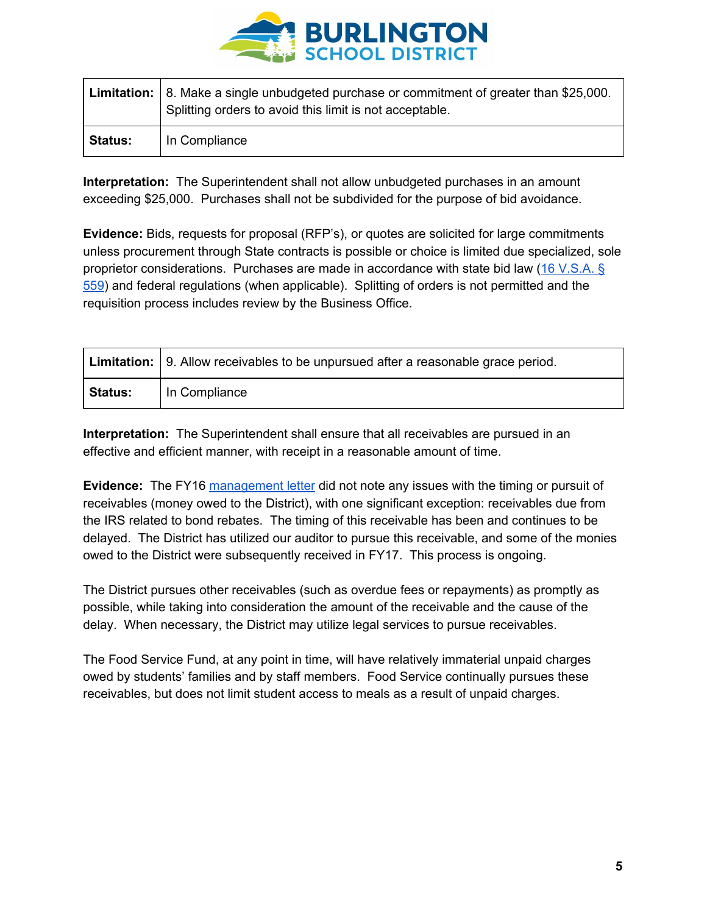| | |
|---|---|
| **Limitation:** | 8. Make a single unbudgeted purchase or commitment of greater than $25,000. Splitting orders to avoid this limit is not acceptable. |
| **Status:** | In Compliance |

**Interpretation:** The Superintendent shall not allow unbudgeted purchases in an amount exceeding $25,000. Purchases shall not be subdivided for the purpose of bid avoidance.

**Evidence:** Bids, requests for proposal (RFP's), or quotes are solicited for large commitments unless procurement through State contracts is possible or choice is limited due specialized, sole proprietor considerations. Purchases are made in accordance with state bid law (16 V.S.A. § 559) and federal regulations (when applicable). Splitting of orders is not permitted and the requisition process includes review by the Business Office.

| | |
|---|---|
| **Limitation:** | 9. Allow receivables to be unpursued after a reasonable grace period. |
| **Status:** | In Compliance |

**Interpretation:** The Superintendent shall ensure that all receivables are pursued in an effective and efficient manner, with receipt in a reasonable amount of time.

**Evidence:** The FY16 management letter did not note any issues with the timing or pursuit of receivables (money owed to the District), with one significant exception: receivables due from the IRS related to bond rebates. The timing of this receivable has been and continues to be delayed. The District has utilized our auditor to pursue this receivable, and some of the monies owed to the District were subsequently received in FY17. This process is ongoing.

The District pursues other receivables (such as overdue fees or repayments) as promptly as possible, while taking into consideration the amount of the receivable and the cause of the delay. When necessary, the District may utilize legal services to pursue receivables.

The Food Service Fund, at any point in time, will have relatively immaterial unpaid charges owed by students' families and by staff members. Food Service continually pursues these receivables, but does not limit student access to meals as a result of unpaid charges.